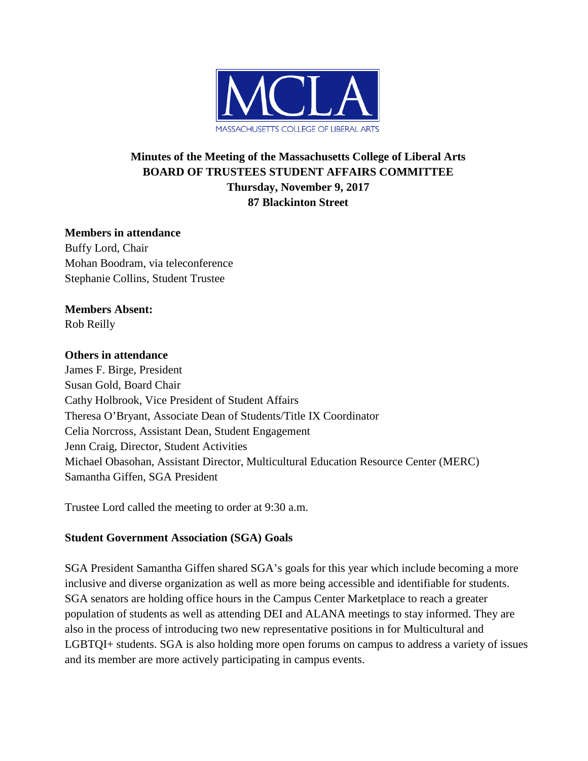MCLA
MASSACHUSETTS COLLEGE OF LIBERAL ARTS

# Minutes of the Meeting of the Massachusetts College of Liberal Arts BOARD OF TRUSTEES STUDENT AFFAIRS COMMITTEE

**Thursday, November 9, 2017**
**87 Blackinton Street**

**Members in attendance**
Buffy Lord, Chair
Mohan Boodram, via teleconference
Stephanie Collins, Student Trustee

**Members Absent:**
Rob Reilly

**Others in attendance**
James F. Birge, President
Susan Gold, Board Chair
Cathy Holbrook, Vice President of Student Affairs
Theresa O'Bryant, Associate Dean of Students/Title IX Coordinator
Celia Norcross, Assistant Dean, Student Engagement
Jenn Craig, Director, Student Activities
Michael Obasohan, Assistant Director, Multicultural Education Resource Center (MERC)
Samantha Giffen, SGA President

Trustee Lord called the meeting to order at 9:30 a.m.

**Student Government Association (SGA) Goals**

SGA President Samantha Giffen shared SGA's goals for this year which include becoming a more inclusive and diverse organization as well as more being accessible and identifiable for students. SGA senators are holding office hours in the Campus Center Marketplace to reach a greater population of students as well as attending DEI and ALANA meetings to stay informed. They are also in the process of introducing two new representative positions in for Multicultural and LGBTQI+ students. SGA is also holding more open forums on campus to address a variety of issues and its member are more actively participating in campus events.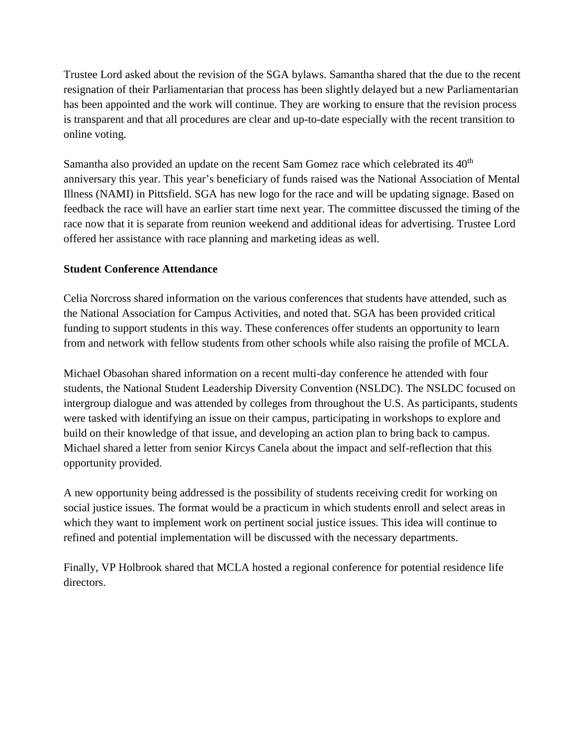Trustee Lord asked about the revision of the SGA bylaws. Samantha shared that the due to the recent resignation of their Parliamentarian that process has been slightly delayed but a new Parliamentarian has been appointed and the work will continue. They are working to ensure that the revision process is transparent and that all procedures are clear and up-to-date especially with the recent transition to online voting.

Samantha also provided an update on the recent Sam Gomez race which celebrated its 40th anniversary this year. This year's beneficiary of funds raised was the National Association of Mental Illness (NAMI) in Pittsfield. SGA has new logo for the race and will be updating signage. Based on feedback the race will have an earlier start time next year. The committee discussed the timing of the race now that it is separate from reunion weekend and additional ideas for advertising. Trustee Lord offered her assistance with race planning and marketing ideas as well.

**Student Conference Attendance**

Celia Norcross shared information on the various conferences that students have attended, such as the National Association for Campus Activities, and noted that. SGA has been provided critical funding to support students in this way. These conferences offer students an opportunity to learn from and network with fellow students from other schools while also raising the profile of MCLA.

Michael Obasohan shared information on a recent multi-day conference he attended with four students, the National Student Leadership Diversity Convention (NSLDC). The NSLDC focused on intergroup dialogue and was attended by colleges from throughout the U.S. As participants, students were tasked with identifying an issue on their campus, participating in workshops to explore and build on their knowledge of that issue, and developing an action plan to bring back to campus. Michael shared a letter from senior Kircys Canela about the impact and self-reflection that this opportunity provided.

A new opportunity being addressed is the possibility of students receiving credit for working on social justice issues. The format would be a practicum in which students enroll and select areas in which they want to implement work on pertinent social justice issues. This idea will continue to refined and potential implementation will be discussed with the necessary departments.

Finally, VP Holbrook shared that MCLA hosted a regional conference for potential residence life directors.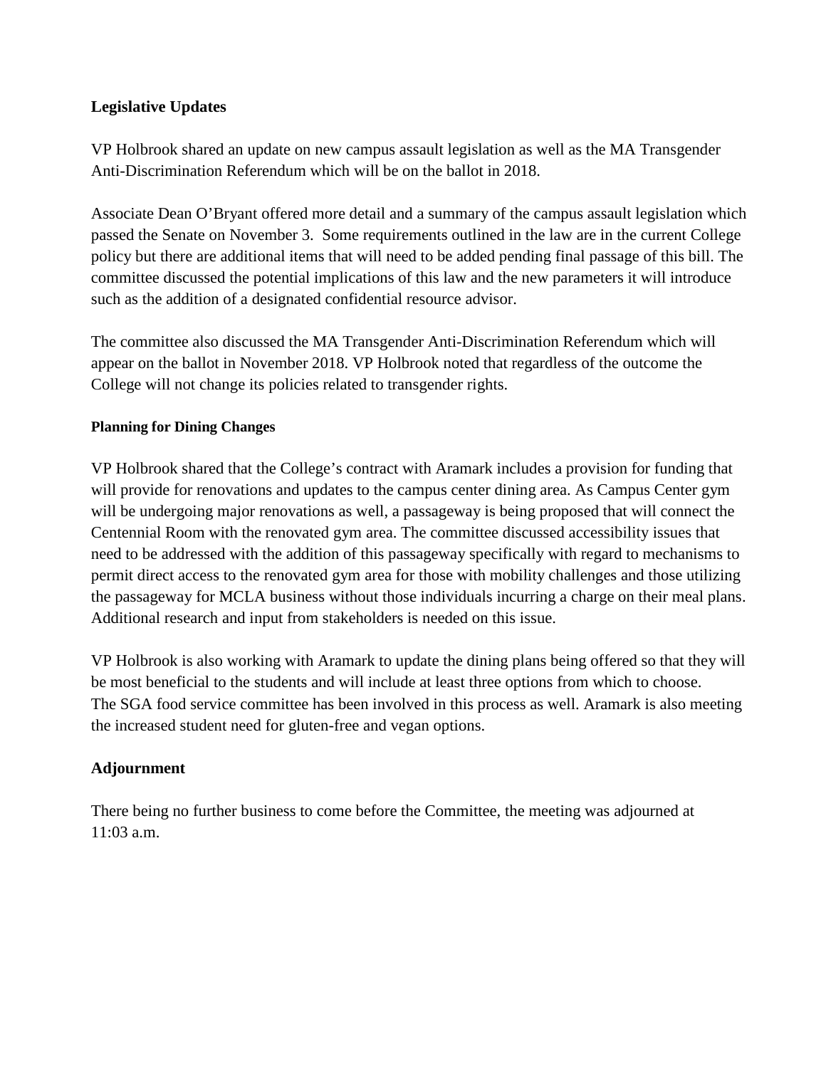**Legislative Updates**

VP Holbrook shared an update on new campus assault legislation as well as the MA Transgender Anti-Discrimination Referendum which will be on the ballot in 2018.

Associate Dean O'Bryant offered more detail and a summary of the campus assault legislation which passed the Senate on November 3. Some requirements outlined in the law are in the current College policy but there are additional items that will need to be added pending final passage of this bill. The committee discussed the potential implications of this law and the new parameters it will introduce such as the addition of a designated confidential resource advisor.

The committee also discussed the MA Transgender Anti-Discrimination Referendum which will appear on the ballot in November 2018. VP Holbrook noted that regardless of the outcome the College will not change its policies related to transgender rights.

**Planning for Dining Changes**

VP Holbrook shared that the College's contract with Aramark includes a provision for funding that will provide for renovations and updates to the campus center dining area. As Campus Center gym will be undergoing major renovations as well, a passageway is being proposed that will connect the Centennial Room with the renovated gym area. The committee discussed accessibility issues that need to be addressed with the addition of this passageway specifically with regard to mechanisms to permit direct access to the renovated gym area for those with mobility challenges and those utilizing the passageway for MCLA business without those individuals incurring a charge on their meal plans. Additional research and input from stakeholders is needed on this issue.

VP Holbrook is also working with Aramark to update the dining plans being offered so that they will be most beneficial to the students and will include at least three options from which to choose. The SGA food service committee has been involved in this process as well. Aramark is also meeting the increased student need for gluten-free and vegan options.

**Adjournment**

There being no further business to come before the Committee, the meeting was adjourned at 11:03 a.m.